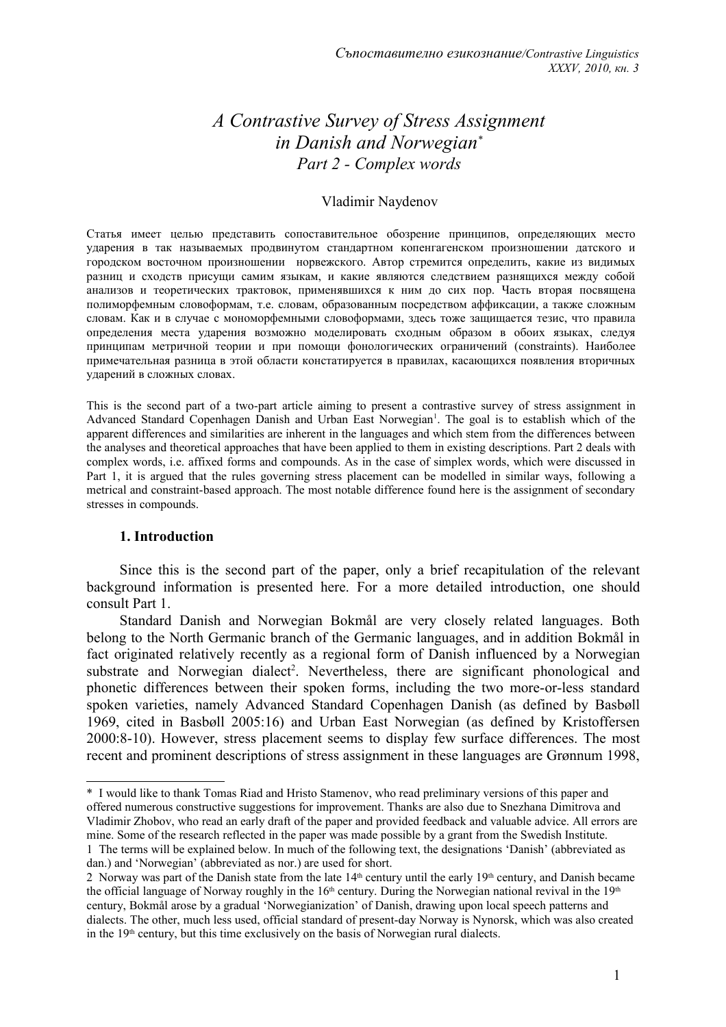# *A Contrastive Survey of Stress Assignment in Danish and Norwegian*[*]

## *Part 2 - Complex words*

Vladimir Naydenov

Статья имеет целью представить сопоставительное обозрение принципов, определяющих место ударения в так называемых продвинутом стандартном копенгагенском произношении датского и городском восточном произношении норвежского. Автор стремится определить, какие из видимых разниц и сходств присущи самим языкам, и какие являются следствием разнящихся между собой анализов и теоретических трактовок, применявшихся к ним до сих пор. Часть вторая посвящена полиморфемным словоформам, т.е. словам, образованным посредством аффиксации, а также сложным словам. Как и в случае с мономорфемными словоформами, здесь тоже защищается тезис, что правила определения места ударения возможно моделировать сходным образом в обоих языках, следуя принципам метричной теории и при помощи фонологических ограничений (constraints). Наиболее примечательная разница в этой области констатируется в правилах, касающихся появления вторичных ударений в сложных словах.

This is the second part of a two-part article aiming to present a contrastive survey of stress assignment in Advanced Standard Copenhagen Danish and Urban East Norwegian[1]. The goal is to establish which of the apparent differences and similarities are inherent in the languages and which stem from the differences between the analyses and theoretical approaches that have been applied to them in existing descriptions. Part 2 deals with complex words, i.e. affixed forms and compounds. As in the case of simplex words, which were discussed in Part 1, it is argued that the rules governing stress placement can be modelled in similar ways, following a metrical and constraint-based approach. The most notable difference found here is the assignment of secondary stresses in compounds.

### 1. Introduction

Since this is the second part of the paper, only a brief recapitulation of the relevant background information is presented here. For a more detailed introduction, one should consult Part 1.

Standard Danish and Norwegian Bokmål are very closely related languages. Both belong to the North Germanic branch of the Germanic languages, and in addition Bokmål in fact originated relatively recently as a regional form of Danish influenced by a Norwegian substrate and Norwegian dialect[2]. Nevertheless, there are significant phonological and phonetic differences between their spoken forms, including the two more-or-less standard spoken varieties, namely Advanced Standard Copenhagen Danish (as defined by Basbøll 1969, cited in Basbøll 2005:16) and Urban East Norwegian (as defined by Kristoffersen 2000:8-10). However, stress placement seems to display few surface differences. The most recent and prominent descriptions of stress assignment in these languages are Grønnum 1998,

---

\* I would like to thank Tomas Riad and Hristo Stamenov, who read preliminary versions of this paper and offered numerous constructive suggestions for improvement. Thanks are also due to Snezhana Dimitrova and Vladimir Zhobov, who read an early draft of the paper and provided feedback and valuable advice. All errors are mine. Some of the research reflected in the paper was made possible by a grant from the Swedish Institute.

1 The terms will be explained below. In much of the following text, the designations 'Danish' (abbreviated as dan.) and 'Norwegian' (abbreviated as nor.) are used for short.

2 Norway was part of the Danish state from the late 14th century until the early 19th century, and Danish became the official language of Norway roughly in the 16th century. During the Norwegian national revival in the 19th century, Bokmål arose by a gradual 'Norwegianization' of Danish, drawing upon local speech patterns and dialects. The other, much less used, official standard of present-day Norway is Nynorsk, which was also created in the 19th century, but this time exclusively on the basis of Norwegian rural dialects.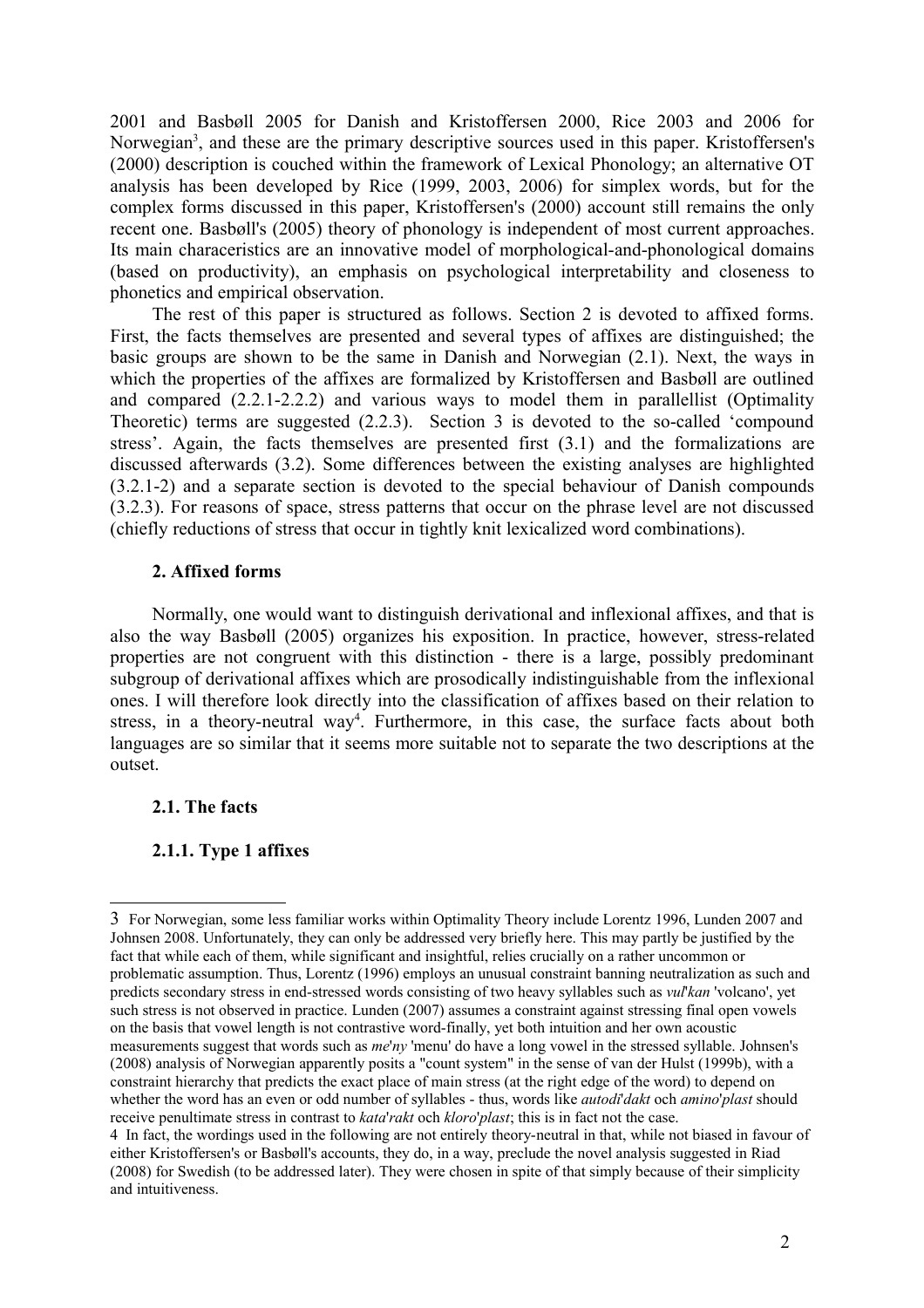2001 and Basbøll 2005 for Danish and Kristoffersen 2000, Rice 2003 and 2006 for Norwegian[3], and these are the primary descriptive sources used in this paper. Kristoffersen's (2000) description is couched within the framework of Lexical Phonology; an alternative OT analysis has been developed by Rice (1999, 2003, 2006) for simplex words, but for the complex forms discussed in this paper, Kristoffersen's (2000) account still remains the only recent one. Basbøll's (2005) theory of phonology is independent of most current approaches. Its main characeristics are an innovative model of morphological-and-phonological domains (based on productivity), an emphasis on psychological interpretability and closeness to phonetics and empirical observation.

The rest of this paper is structured as follows. Section 2 is devoted to affixed forms. First, the facts themselves are presented and several types of affixes are distinguished; the basic groups are shown to be the same in Danish and Norwegian (2.1). Next, the ways in which the properties of the affixes are formalized by Kristoffersen and Basbøll are outlined and compared (2.2.1-2.2.2) and various ways to model them in parallellist (Optimality Theoretic) terms are suggested (2.2.3). Section 3 is devoted to the so-called 'compound stress'. Again, the facts themselves are presented first (3.1) and the formalizations are discussed afterwards (3.2). Some differences between the existing analyses are highlighted (3.2.1-2) and a separate section is devoted to the special behaviour of Danish compounds (3.2.3). For reasons of space, stress patterns that occur on the phrase level are not discussed (chiefly reductions of stress that occur in tightly knit lexicalized word combinations).

### 2. Affixed forms

Normally, one would want to distinguish derivational and inflexional affixes, and that is also the way Basbøll (2005) organizes his exposition. In practice, however, stress-related properties are not congruent with this distinction - there is a large, possibly predominant subgroup of derivational affixes which are prosodically indistinguishable from the inflexional ones. I will therefore look directly into the classification of affixes based on their relation to stress, in a theory-neutral way[4]. Furthermore, in this case, the surface facts about both languages are so similar that it seems more suitable not to separate the two descriptions at the outset.

### 2.1. The facts

#### 2.1.1. Type 1 affixes

---

3 For Norwegian, some less familiar works within Optimality Theory include Lorentz 1996, Lunden 2007 and Johnsen 2008. Unfortunately, they can only be addressed very briefly here. This may partly be justified by the fact that while each of them, while significant and insightful, relies crucially on a rather uncommon or problematic assumption. Thus, Lorentz (1996) employs an unusual constraint banning neutralization as such and predicts secondary stress in end-stressed words consisting of two heavy syllables such as *vul*'*kan* 'volcano', yet such stress is not observed in practice. Lunden (2007) assumes a constraint against stressing final open vowels on the basis that vowel length is not contrastive word-finally, yet both intuition and her own acoustic measurements suggest that words such as *me*'*ny* 'menu' do have a long vowel in the stressed syllable. Johnsen's (2008) analysis of Norwegian apparently posits a "count system" in the sense of van der Hulst (1999b), with a constraint hierarchy that predicts the exact place of main stress (at the right edge of the word) to depend on whether the word has an even or odd number of syllables - thus, words like *autodi*'*dakt* och *amino*'*plast* should receive penultimate stress in contrast to *kata*'*rakt* och *kloro*'*plast*; this is in fact not the case.

4 In fact, the wordings used in the following are not entirely theory-neutral in that, while not biased in favour of either Kristoffersen's or Basbøll's accounts, they do, in a way, preclude the novel analysis suggested in Riad (2008) for Swedish (to be addressed later). They were chosen in spite of that simply because of their simplicity and intuitiveness.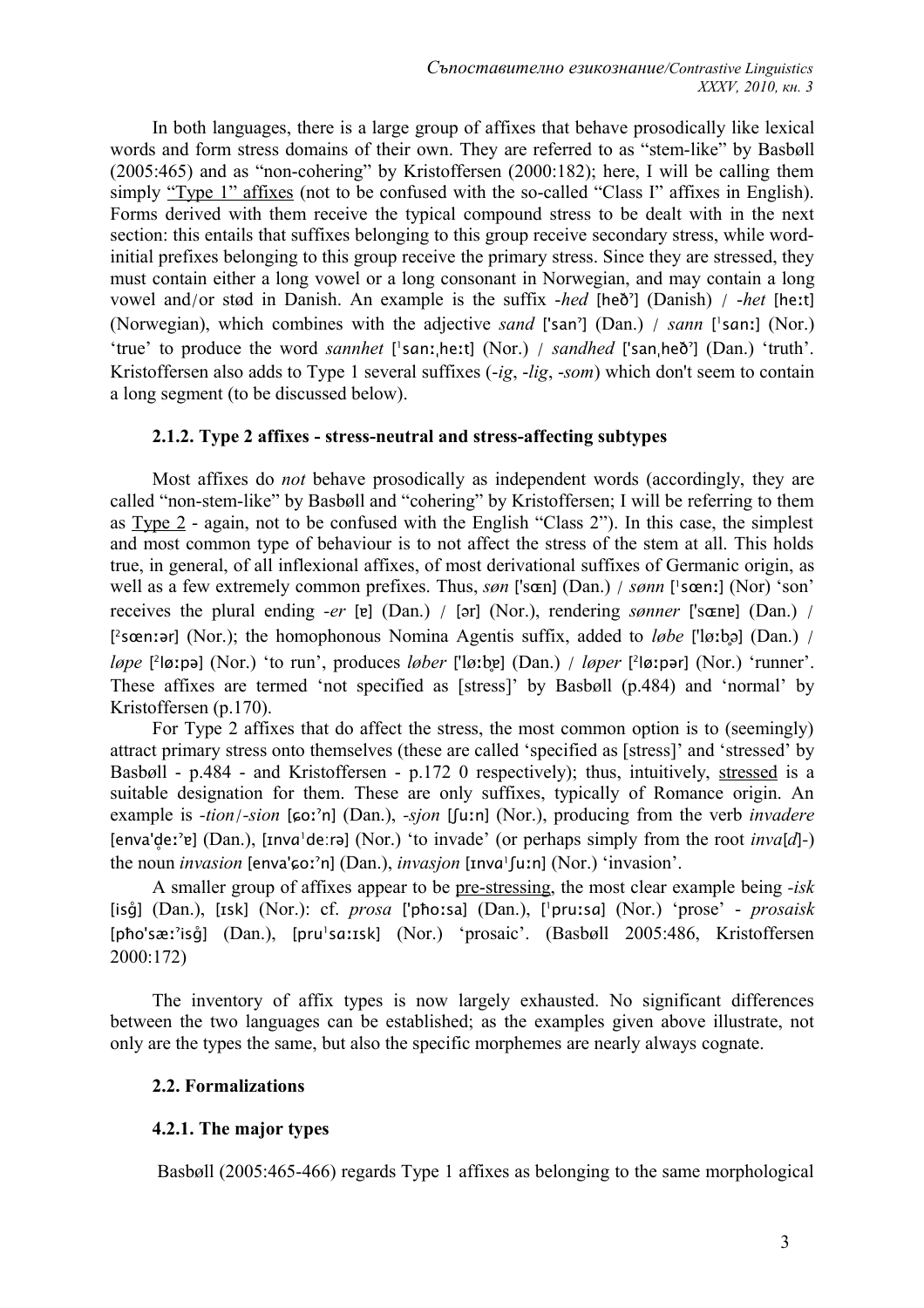In both languages, there is a large group of affixes that behave prosodically like lexical words and form stress domains of their own. They are referred to as "stem-like" by Basbøll (2005:465) and as "non-cohering" by Kristoffersen (2000:182); here, I will be calling them simply "Type 1" affixes (not to be confused with the so-called "Class I" affixes in English). Forms derived with them receive the typical compound stress to be dealt with in the next section: this entails that suffixes belonging to this group receive secondary stress, while word-initial prefixes belonging to this group receive the primary stress. Since they are stressed, they must contain either a long vowel or a long consonant in Norwegian, and may contain a long vowel and/or stød in Danish. An example is the suffix *-hed* [heð'] (Danish) / *-het* [heːt] (Norwegian), which combines with the adjective *sand* ['san'] (Dan.) / *sann* [ˈsɑnː] (Nor.) 'true' to produce the word *sannhet* [ˈsɑnːˌheːt] (Nor.) / *sandhed* ['sanˌheð'] (Dan.) 'truth'. Kristoffersen also adds to Type 1 several suffixes (*-ig*, *-lig*, *-som*) which don't seem to contain a long segment (to be discussed below).

### 2.1.2. Type 2 affixes - stress-neutral and stress-affecting subtypes

Most affixes do *not* behave prosodically as independent words (accordingly, they are called "non-stem-like" by Basbøll and "cohering" by Kristoffersen; I will be referring to them as Type 2 - again, not to be confused with the English "Class 2"). In this case, the simplest and most common type of behaviour is to not affect the stress of the stem at all. This holds true, in general, of all inflexional affixes, of most derivational suffixes of Germanic origin, as well as a few extremely common prefixes. Thus, *søn* ['sœn] (Dan.) / *sønn* [ˈsœnː] (Nor) 'son' receives the plural ending *-er* [ɐ] (Dan.) / [ər] (Nor.), rendering *sønner* ['sœnɐ] (Dan.) / [²sœnːər] (Nor.); the homophonous Nomina Agentis suffix, added to *løbe* ['løːb̥ə] (Dan.) / *løpe* [²løːpə] (Nor.) 'to run', produces *løber* ['løːb̥ɐ] (Dan.) / *løper* [²løːpər] (Nor.) 'runner'. These affixes are termed 'not specified as [stress]' by Basbøll (p.484) and 'normal' by Kristoffersen (p.170).

For Type 2 affixes that do affect the stress, the most common option is to (seemingly) attract primary stress onto themselves (these are called 'specified as [stress]' and 'stressed' by Basbøll - p.484 - and Kristoffersen - p.172 0 respectively); thus, intuitively, stressed is a suitable designation for them. These are only suffixes, typically of Romance origin. An example is *-tion*/*-sion* [ɕoː'n] (Dan.), *-sjon* [ʃuːn] (Nor.), producing from the verb *invadere* [enva'd̥eː'ɐ] (Dan.), [ɪnvɑˈdeːrə] (Nor.) 'to invade' (or perhaps simply from the root *inva*[*d*]-) the noun *invasion* [enva'ɕoː'n] (Dan.), *invasjon* [ɪnvɑˈʃuːn] (Nor.) 'invasion'.

A smaller group of affixes appear to be pre-stressing, the most clear example being *-isk* [isg̊] (Dan.), [ɪsk] (Nor.): cf. *prosa* ['pʰoːsa] (Dan.), [ˈpruːsɑ] (Nor.) 'prose' - *prosaisk* [pʰo'sæː'isg̊] (Dan.), [pruˈsɑːɪsk] (Nor.) 'prosaic'. (Basbøll 2005:486, Kristoffersen 2000:172)

The inventory of affix types is now largely exhausted. No significant differences between the two languages can be established; as the examples given above illustrate, not only are the types the same, but also the specific morphemes are nearly always cognate.

### 2.2. Formalizations

### 4.2.1. The major types

Basbøll (2005:465-466) regards Type 1 affixes as belonging to the same morphological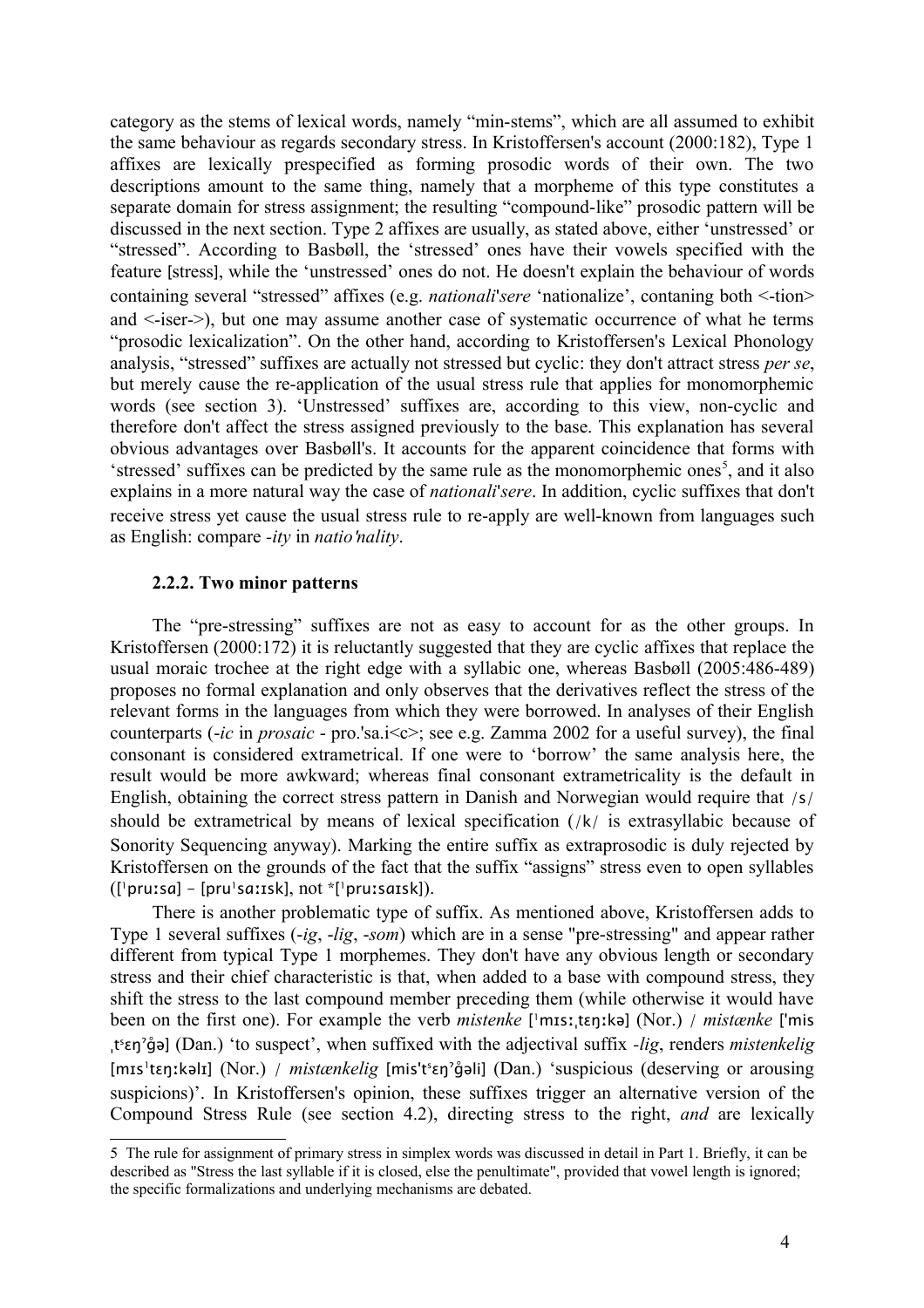category as the stems of lexical words, namely "min-stems", which are all assumed to exhibit the same behaviour as regards secondary stress. In Kristoffersen's account (2000:182), Type 1 affixes are lexically prespecified as forming prosodic words of their own. The two descriptions amount to the same thing, namely that a morpheme of this type constitutes a separate domain for stress assignment; the resulting "compound-like" prosodic pattern will be discussed in the next section. Type 2 affixes are usually, as stated above, either 'unstressed' or "stressed". According to Basbøll, the 'stressed' ones have their vowels specified with the feature [stress], while the 'unstressed' ones do not. He doesn't explain the behaviour of words containing several "stressed" affixes (e.g. *nationali'sere* 'nationalize', contaning both <-tion> and <-iser->), but one may assume another case of systematic occurrence of what he terms "prosodic lexicalization". On the other hand, according to Kristoffersen's Lexical Phonology analysis, "stressed" suffixes are actually not stressed but cyclic: they don't attract stress *per se*, but merely cause the re-application of the usual stress rule that applies for monomorphemic words (see section 3). 'Unstressed' suffixes are, according to this view, non-cyclic and therefore don't affect the stress assigned previously to the base. This explanation has several obvious advantages over Basbøll's. It accounts for the apparent coincidence that forms with 'stressed' suffixes can be predicted by the same rule as the monomorphemic ones[5], and it also explains in a more natural way the case of *nationali'sere*. In addition, cyclic suffixes that don't receive stress yet cause the usual stress rule to re-apply are well-known from languages such as English: compare *-ity* in *natio'nality*.

### 2.2.2. Two minor patterns

The "pre-stressing" suffixes are not as easy to account for as the other groups. In Kristoffersen (2000:172) it is reluctantly suggested that they are cyclic affixes that replace the usual moraic trochee at the right edge with a syllabic one, whereas Basbøll (2005:486-489) proposes no formal explanation and only observes that the derivatives reflect the stress of the relevant forms in the languages from which they were borrowed. In analyses of their English counterparts (*-ic* in *prosaic* - pro.'sa.i<c>; see e.g. Zamma 2002 for a useful survey), the final consonant is considered extrametrical. If one were to 'borrow' the same analysis here, the result would be more awkward; whereas final consonant extrametricality is the default in English, obtaining the correct stress pattern in Danish and Norwegian would require that /s/ should be extrametrical by means of lexical specification (/k/ is extrasyllabic because of Sonority Sequencing anyway). Marking the entire suffix as extraprosodic is duly rejected by Kristoffersen on the grounds of the fact that the suffix "assigns" stress even to open syllables ([ˈpruːsa] – [pruˈsaːɪsk], not *[ˈpruːsaɪsk]).

There is another problematic type of suffix. As mentioned above, Kristoffersen adds to Type 1 several suffixes (*-ig*, *-lig*, *-som*) which are in a sense "pre-stressing" and appear rather different from typical Type 1 morphemes. They don't have any obvious length or secondary stress and their chief characteristic is that, when added to a base with compound stress, they shift the stress to the last compound member preceding them (while otherwise it would have been on the first one). For example the verb *mistenke* [ˈmɪsːˌtɛŋːkə] (Nor.) / *mistænke* [ˈmis ˌtˢɛŋˀɡ̊ə] (Dan.) 'to suspect', when suffixed with the adjectival suffix *-lig*, renders *mistenkelig* [mɪsˈtɛŋːkəlɪ] (Nor.) / *mistænkelig* [misˈtˢɛŋˀɡ̊əli] (Dan.) 'suspicious (deserving or arousing suspicions)'. In Kristoffersen's opinion, these suffixes trigger an alternative version of the Compound Stress Rule (see section 4.2), directing stress to the right, *and* are lexically

---

5 The rule for assignment of primary stress in simplex words was discussed in detail in Part 1. Briefly, it can be described as "Stress the last syllable if it is closed, else the penultimate", provided that vowel length is ignored; the specific formalizations and underlying mechanisms are debated.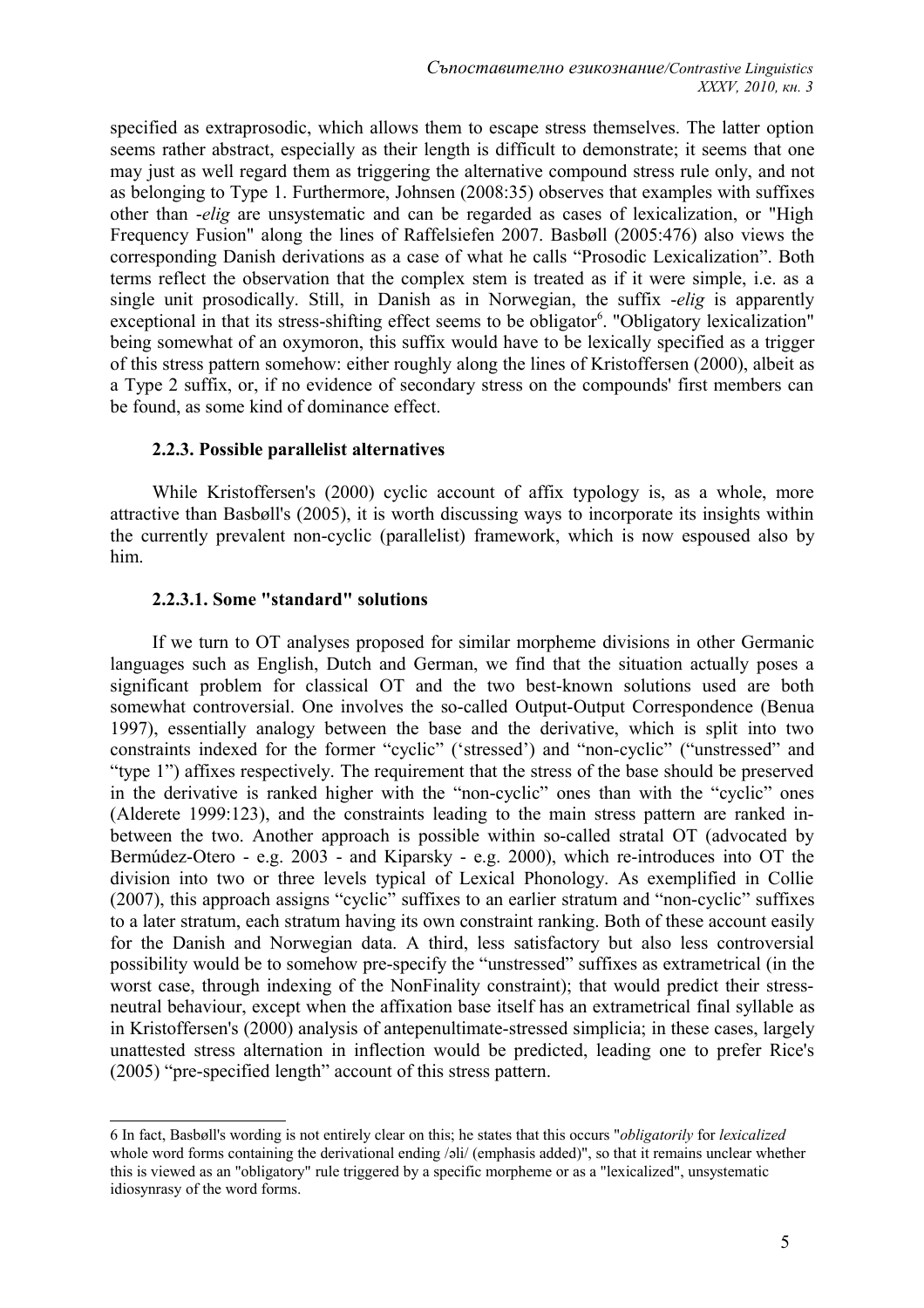specified as extraprosodic, which allows them to escape stress themselves. The latter option seems rather abstract, especially as their length is difficult to demonstrate; it seems that one may just as well regard them as triggering the alternative compound stress rule only, and not as belonging to Type 1. Furthermore, Johnsen (2008:35) observes that examples with suffixes other than *-elig* are unsystematic and can be regarded as cases of lexicalization, or "High Frequency Fusion" along the lines of Raffelsiefen 2007. Basbøll (2005:476) also views the corresponding Danish derivations as a case of what he calls "Prosodic Lexicalization". Both terms reflect the observation that the complex stem is treated as if it were simple, i.e. as a single unit prosodically. Still, in Danish as in Norwegian, the suffix *-elig* is apparently exceptional in that its stress-shifting effect seems to be obligator[6]. "Obligatory lexicalization" being somewhat of an oxymoron, this suffix would have to be lexically specified as a trigger of this stress pattern somehow: either roughly along the lines of Kristoffersen (2000), albeit as a Type 2 suffix, or, if no evidence of secondary stress on the compounds' first members can be found, as some kind of dominance effect.

#### 2.2.3. Possible parallelist alternatives

While Kristoffersen's (2000) cyclic account of affix typology is, as a whole, more attractive than Basbøll's (2005), it is worth discussing ways to incorporate its insights within the currently prevalent non-cyclic (parallelist) framework, which is now espoused also by him.

#### 2.2.3.1. Some "standard" solutions

If we turn to OT analyses proposed for similar morpheme divisions in other Germanic languages such as English, Dutch and German, we find that the situation actually poses a significant problem for classical OT and the two best-known solutions used are both somewhat controversial. One involves the so-called Output-Output Correspondence (Benua 1997), essentially analogy between the base and the derivative, which is split into two constraints indexed for the former "cyclic" ('stressed') and "non-cyclic" ("unstressed" and "type 1") affixes respectively. The requirement that the stress of the base should be preserved in the derivative is ranked higher with the "non-cyclic" ones than with the "cyclic" ones (Alderete 1999:123), and the constraints leading to the main stress pattern are ranked in-between the two. Another approach is possible within so-called stratal OT (advocated by Bermúdez-Otero - e.g. 2003 - and Kiparsky - e.g. 2000), which re-introduces into OT the division into two or three levels typical of Lexical Phonology. As exemplified in Collie (2007), this approach assigns "cyclic" suffixes to an earlier stratum and "non-cyclic" suffixes to a later stratum, each stratum having its own constraint ranking. Both of these account easily for the Danish and Norwegian data. A third, less satisfactory but also less controversial possibility would be to somehow pre-specify the "unstressed" suffixes as extrametrical (in the worst case, through indexing of the NonFinality constraint); that would predict their stress-neutral behaviour, except when the affixation base itself has an extrametrical final syllable as in Kristoffersen's (2000) analysis of antepenultimate-stressed simplicia; in these cases, largely unattested stress alternation in inflection would be predicted, leading one to prefer Rice's (2005) "pre-specified length" account of this stress pattern.

---

6 In fact, Basbøll's wording is not entirely clear on this; he states that this occurs "*obligatorily* for *lexicalized* whole word forms containing the derivational ending /əli/ (emphasis added)", so that it remains unclear whether this is viewed as an "obligatory" rule triggered by a specific morpheme or as a "lexicalized", unsystematic idiosynrasy of the word forms.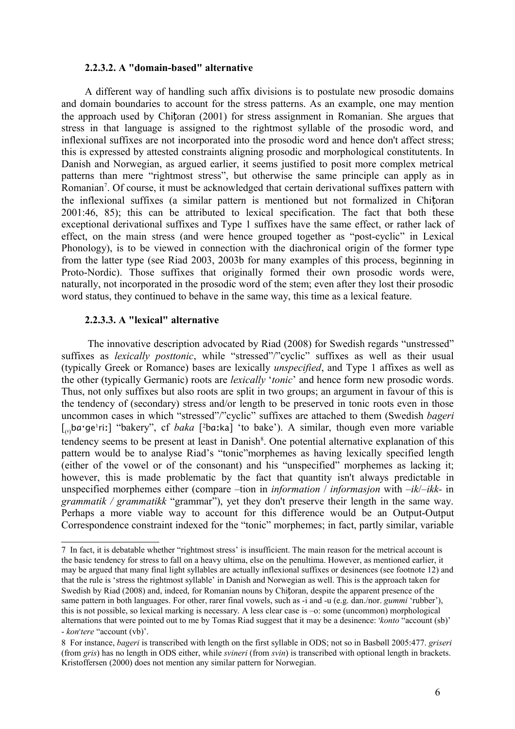### 2.2.3.2. A "domain-based" alternative

A different way of handling such affix divisions is to postulate new prosodic domains and domain boundaries to account for the stress patterns. As an example, one may mention the approach used by Chiţoran (2001) for stress assignment in Romanian. She argues that stress in that language is assigned to the rightmost syllable of the prosodic word, and inflexional suffixes are not incorporated into the prosodic word and hence don't affect stress; this is expressed by attested constraints aligning prosodic and morphological constitutents. In Danish and Norwegian, as argued earlier, it seems justified to posit more complex metrical patterns than mere "rightmost stress", but otherwise the same principle can apply as in Romanian[7]. Of course, it must be acknowledged that certain derivational suffixes pattern with the inflexional suffixes (a similar pattern is mentioned but not formalized in Chiţoran 2001:46, 85); this can be attributed to lexical specification. The fact that both these exceptional derivational suffixes and Type 1 suffixes have the same effect, or rather lack of effect, on the main stress (and were hence grouped together as "post-cyclic" in Lexical Phonology), is to be viewed in connection with the diachronical origin of the former type from the latter type (see Riad 2003, 2003b for many examples of this process, beginning in Proto-Nordic). Those suffixes that originally formed their own prosodic words were, naturally, not incorporated in the prosodic word of the stem; even after they lost their prosodic word status, they continued to behave in the same way, this time as a lexical feature.

### 2.2.3.3. A "lexical" alternative

The innovative description advocated by Riad (2008) for Swedish regards "unstressed" suffixes as *lexically posttonic*, while "stressed"/"cyclic" suffixes as well as their usual (typically Greek or Romance) bases are lexically *unspecified*, and Type 1 affixes as well as the other (typically Germanic) roots are *lexically* '*tonic*' and hence form new prosodic words. Thus, not only suffixes but also roots are split in two groups; an argument in favour of this is the tendency of (secondary) stress and/or length to be preserved in tonic roots even in those uncommon cases in which "stressed"/"cyclic" suffixes are attached to them (Swedish *bageri* [₍ˌ₎baˑgeˈriː] "bakery", cf *baka* [²bɑːka] 'to bake'). A similar, though even more variable tendency seems to be present at least in Danish[8]. One potential alternative explanation of this pattern would be to analyse Riad's "tonic"morphemes as having lexically specified length (either of the vowel or of the consonant) and his "unspecified" morphemes as lacking it; however, this is made problematic by the fact that quantity isn't always predictable in unspecified morphemes either (compare –tion in *information* / *informasjon* with –*ik*/–*ikk*- in *grammatik / grammatikk* "grammar"), yet they don't preserve their length in the same way. Perhaps a more viable way to account for this difference would be an Output-Output Correspondence constraint indexed for the "tonic" morphemes; in fact, partly similar, variable

---

7 In fact, it is debatable whether "rightmost stress' is insufficient. The main reason for the metrical account is the basic tendency for stress to fall on a heavy ultima, else on the penultima. However, as mentioned earlier, it may be argued that many final light syllables are actually inflexional suffixes or desinences (see footnote 12) and that the rule is 'stress the rightmost syllable' in Danish and Norwegian as well. This is the approach taken for Swedish by Riad (2008) and, indeed, for Romanian nouns by Chiţoran, despite the apparent presence of the same pattern in both languages. For other, rarer final vowels, such as -i and -u (e.g. dan./nor. *gummi* 'rubber'), this is not possible, so lexical marking is necessary. A less clear case is –o: some (uncommon) morphological alternations that were pointed out to me by Tomas Riad suggest that it may be a desinence: *'konto* "account (sb)' - *kon'tere* "account (vb)'.

8 For instance, *bageri* is transcribed with length on the first syllable in ODS; not so in Basbøll 2005:477. *griseri* (from *gris*) has no length in ODS either, while *svineri* (from *svin*) is transcribed with optional length in brackets. Kristoffersen (2000) does not mention any similar pattern for Norwegian.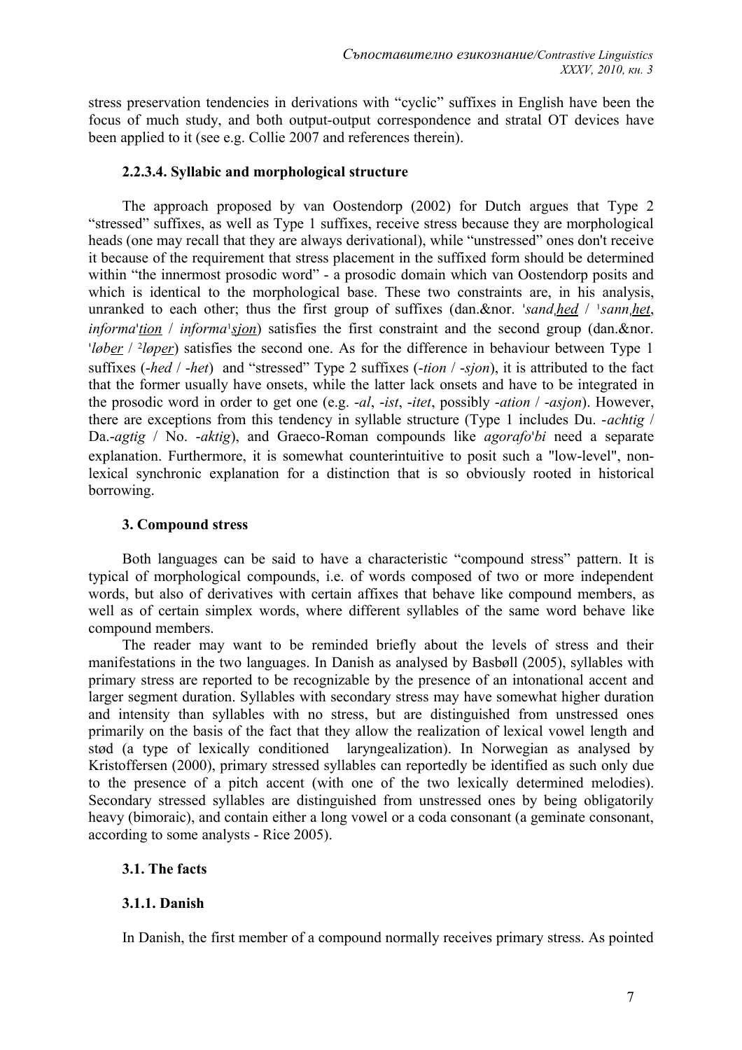stress preservation tendencies in derivations with "cyclic" suffixes in English have been the focus of much study, and both output-output correspondence and stratal OT devices have been applied to it (see e.g. Collie 2007 and references therein).

#### 2.2.3.4. Syllabic and morphological structure

The approach proposed by van Oostendorp (2002) for Dutch argues that Type 2 "stressed" suffixes, as well as Type 1 suffixes, receive stress because they are morphological heads (one may recall that they are always derivational), while "unstressed" ones don't receive it because of the requirement that stress placement in the suffixed form should be determined within "the innermost prosodic word" - a prosodic domain which van Oostendorp posits and which is identical to the morphological base. These two constraints are, in his analysis, unranked to each other; thus the first group of suffixes (dan.&nor. *ˈsandˌ<u>hed</u>* / *¹sannˌ<u>het</u>*, *informaˈ<u>tion</u>* / *informa¹<u>sjon</u>*) satisfies the first constraint and the second group (dan.&nor. *ˈløb<u>er</u>* / *²løp<u>er</u>*) satisfies the second one. As for the difference in behaviour between Type 1 suffixes (*-hed* / *-het*) and "stressed" Type 2 suffixes (*-tion* / *-sjon*), it is attributed to the fact that the former usually have onsets, while the latter lack onsets and have to be integrated in the prosodic word in order to get one (e.g. *-al*, *-ist*, *-itet*, possibly *-ation* / *-asjon*). However, there are exceptions from this tendency in syllable structure (Type 1 includes Du. *-achtig* / Da.*-agtig* / No. *-aktig*), and Graeco-Roman compounds like *agorafoˈbi* need a separate explanation. Furthermore, it is somewhat counterintuitive to posit such a "low-level", non-lexical synchronic explanation for a distinction that is so obviously rooted in historical borrowing.

## 3. Compound stress

Both languages can be said to have a characteristic "compound stress" pattern. It is typical of morphological compounds, i.e. of words composed of two or more independent words, but also of derivatives with certain affixes that behave like compound members, as well as of certain simplex words, where different syllables of the same word behave like compound members.

The reader may want to be reminded briefly about the levels of stress and their manifestations in the two languages. In Danish as analysed by Basbøll (2005), syllables with primary stress are reported to be recognizable by the presence of an intonational accent and larger segment duration. Syllables with secondary stress may have somewhat higher duration and intensity than syllables with no stress, but are distinguished from unstressed ones primarily on the basis of the fact that they allow the realization of lexical vowel length and stød (a type of lexically conditioned laryngealization). In Norwegian as analysed by Kristoffersen (2000), primary stressed syllables can reportedly be identified as such only due to the presence of a pitch accent (with one of the two lexically determined melodies). Secondary stressed syllables are distinguished from unstressed ones by being obligatorily heavy (bimoraic), and contain either a long vowel or a coda consonant (a geminate consonant, according to some analysts - Rice 2005).

### 3.1. The facts

#### 3.1.1. Danish

In Danish, the first member of a compound normally receives primary stress. As pointed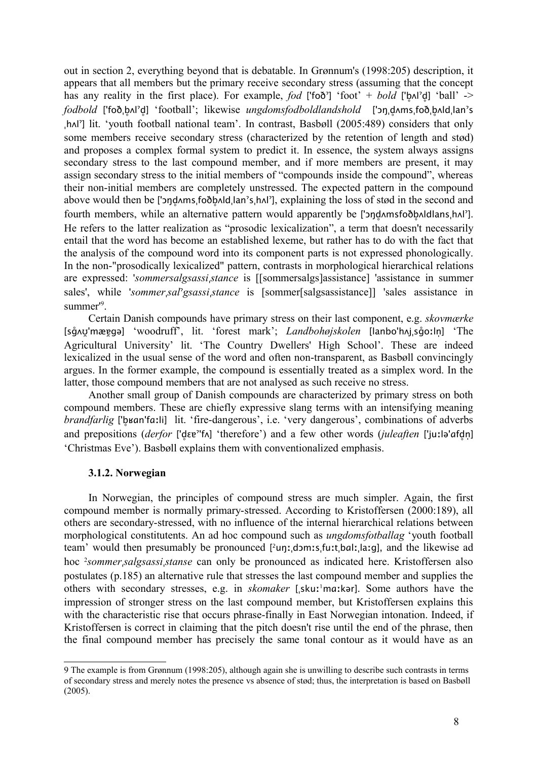out in section 2, everything beyond that is debatable. In Grønnum's (1998:205) description, it appears that all members but the primary receive secondary stress (assuming that the concept has any reality in the first place). For example, *fod* ['foð'] 'foot' + *bold* ['b̥ʌl'd̥] 'ball' -> *fodbold* ['foðˌb̥ʌl'd̥] 'football'; likewise *ungdomsfodboldlandshold* ['ɔŋˌd̥ʌmsˌfoðˌb̥ʌldˌlan'sˌhʌl'] lit. 'youth football national team'. In contrast, Basbøll (2005:489) considers that only some members receive secondary stress (characterized by the retention of length and stød) and proposes a complex formal system to predict it. In essence, the system always assigns secondary stress to the last compound member, and if more members are present, it may assign secondary stress to the initial members of "compounds inside the compound", whereas their non-initial members are completely unstressed. The expected pattern in the compound above would then be ['ɔŋd̥ʌmsˌfoðb̥ʌldˌlan'sˌhʌl'], explaining the loss of stød in the second and fourth members, while an alternative pattern would apparently be ['ɔŋd̥ʌmsfoðb̥ʌldlansˌhʌl']. He refers to the latter realization as "prosodic lexicalization", a term that doesn't necessarily entail that the word has become an established lexeme, but rather has to do with the fact that the analysis of the compound word into its component parts is not expressed phonologically. In the non-"prosodically lexicalized" pattern, contrasts in morphological hierarchical relations are expressed: '*sommersalgsassiˌstance* is [[sommersalgs]assistance] 'assistance in summer sales', while '*sommerˌsal'gsassiˌstance* is [sommer[salgsassistance]] 'sales assistance in summer'[9].

Certain Danish compounds have primary stress on their last component, e.g. *skovmærke* [sg̊ʌʊ̯'mæɐ̯gə] 'woodruff', lit. 'forest mark'; *Landbohøjskolen* [lanbo'hʌjˌsg̊oːln̩] 'The Agricultural University' lit. 'The Country Dwellers' High School'. These are indeed lexicalized in the usual sense of the word and often non-transparent, as Basbøll convincingly argues. In the former example, the compound is essentially treated as a simplex word. In the latter, those compound members that are not analysed as such receive no stress.

Another small group of Danish compounds are characterized by primary stress on both compound members. These are chiefly expressive slang terms with an intensifying meaning *brandfarlig* ['b̥ʁan'fɑːli] lit. 'fire-dangerous', i.e. 'very dangerous', combinations of adverbs and prepositions (*derfor* ['d̥ɛɐ̯''fʌ] 'therefore') and a few other words (*juleaften* ['juːlə'ɑfd̥n̩] 'Christmas Eve'). Basbøll explains them with conventionalized emphasis.

### 3.1.2. Norwegian

In Norwegian, the principles of compound stress are much simpler. Again, the first compound member is normally primary-stressed. According to Kristoffersen (2000:189), all others are secondary-stressed, with no influence of the internal hierarchical relations between morphological constitutents. An ad hoc compound such as *ungdomsfotballag* 'youth football team' would then presumably be pronounced [²uŋːˌdɔmːsˌfuːtˌbɑlːˌlɑːg], and the likewise ad hoc ²*sommerˌsalgsassiˌstanse* can only be pronounced as indicated here. Kristoffersen also postulates (p.185) an alternative rule that stresses the last compound member and supplies the others with secondary stresses, e.g. in *skomaker* [ˌskuː¹mɑːkər]. Some authors have the impression of stronger stress on the last compound member, but Kristoffersen explains this with the characteristic rise that occurs phrase-finally in East Norwegian intonation. Indeed, if Kristoffersen is correct in claiming that the pitch doesn't rise until the end of the phrase, then the final compound member has precisely the same tonal contour as it would have as an

[9] The example is from Grønnum (1998:205), although again she is unwilling to describe such contrasts in terms of secondary stress and merely notes the presence vs absence of stød; thus, the interpretation is based on Basbøll (2005).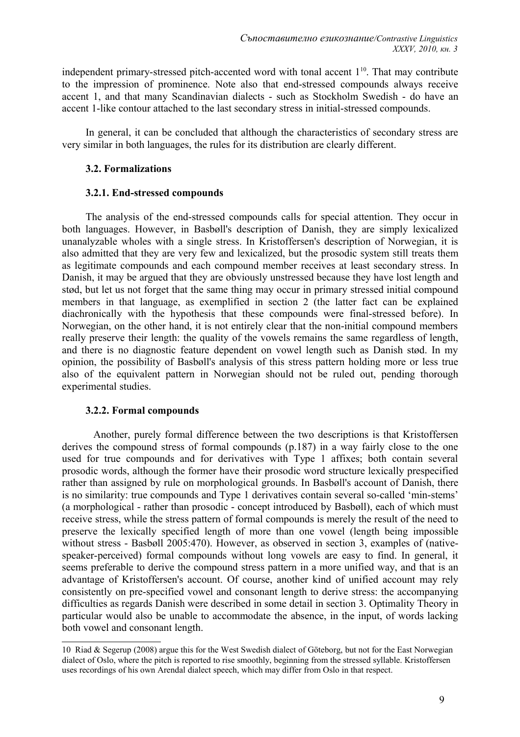independent primary-stressed pitch-accented word with tonal accent 1[10]. That may contribute to the impression of prominence. Note also that end-stressed compounds always receive accent 1, and that many Scandinavian dialects - such as Stockholm Swedish - do have an accent 1-like contour attached to the last secondary stress in initial-stressed compounds.

In general, it can be concluded that although the characteristics of secondary stress are very similar in both languages, the rules for its distribution are clearly different.

### 3.2. Formalizations

#### 3.2.1. End-stressed compounds

The analysis of the end-stressed compounds calls for special attention. They occur in both languages. However, in Basbøll's description of Danish, they are simply lexicalized unanalyzable wholes with a single stress. In Kristoffersen's description of Norwegian, it is also admitted that they are very few and lexicalized, but the prosodic system still treats them as legitimate compounds and each compound member receives at least secondary stress. In Danish, it may be argued that they are obviously unstressed because they have lost length and stød, but let us not forget that the same thing may occur in primary stressed initial compound members in that language, as exemplified in section 2 (the latter fact can be explained diachronically with the hypothesis that these compounds were final-stressed before). In Norwegian, on the other hand, it is not entirely clear that the non-initial compound members really preserve their length: the quality of the vowels remains the same regardless of length, and there is no diagnostic feature dependent on vowel length such as Danish stød. In my opinion, the possibility of Basbøll's analysis of this stress pattern holding more or less true also of the equivalent pattern in Norwegian should not be ruled out, pending thorough experimental studies.

#### 3.2.2. Formal compounds

Another, purely formal difference between the two descriptions is that Kristoffersen derives the compound stress of formal compounds (p.187) in a way fairly close to the one used for true compounds and for derivatives with Type 1 affixes; both contain several prosodic words, although the former have their prosodic word structure lexically prespecified rather than assigned by rule on morphological grounds. In Basbøll's account of Danish, there is no similarity: true compounds and Type 1 derivatives contain several so-called 'min-stems' (a morphological - rather than prosodic - concept introduced by Basbøll), each of which must receive stress, while the stress pattern of formal compounds is merely the result of the need to preserve the lexically specified length of more than one vowel (length being impossible without stress - Basbøll 2005:470). However, as observed in section 3, examples of (native-speaker-perceived) formal compounds without long vowels are easy to find. In general, it seems preferable to derive the compound stress pattern in a more unified way, and that is an advantage of Kristoffersen's account. Of course, another kind of unified account may rely consistently on pre-specified vowel and consonant length to derive stress: the accompanying difficulties as regards Danish were described in some detail in section 3. Optimality Theory in particular would also be unable to accommodate the absence, in the input, of words lacking both vowel and consonant length.

---

10 Riad & Segerup (2008) argue this for the West Swedish dialect of Göteborg, but not for the East Norwegian dialect of Oslo, where the pitch is reported to rise smoothly, beginning from the stressed syllable. Kristoffersen uses recordings of his own Arendal dialect speech, which may differ from Oslo in that respect.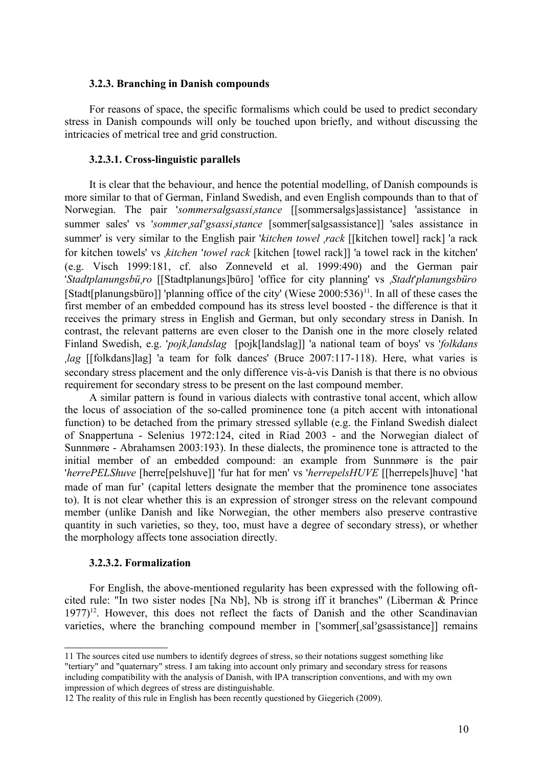### 3.2.3. Branching in Danish compounds

For reasons of space, the specific formalisms which could be used to predict secondary stress in Danish compounds will only be touched upon briefly, and without discussing the intricacies of metrical tree and grid construction.

### 3.2.3.1. Cross-linguistic parallels

It is clear that the behaviour, and hence the potential modelling, of Danish compounds is more similar to that of German, Finland Swedish, and even English compounds than to that of Norwegian. The pair '*sommersalgsassiˌstance* [[sommersalgs]assistance] 'assistance in summer sales' vs '*sommerˌsalʔgsassiˌstance* [sommer[salgsassistance]] 'sales assistance in summer' is very similar to the English pair '*kitchen towel ˌrack* [[kitchen towel] rack] 'a rack for kitchen towels' vs ˌ*kitchen* '*towel rack* [kitchen [towel rack]] 'a towel rack in the kitchen' (e.g. Visch 1999:181, cf. also Zonneveld et al. 1999:490) and the German pair '*Stadtplanungsbüˌro* [[Stadtplanungs]büro] 'office for city planning' vs ˌ*Stadt*'*planungsbüro* [Stadt[planungsbüro]] 'planning office of the city' (Wiese 2000:536)[11]. In all of these cases the first member of an embedded compound has its stress level boosted - the difference is that it receives the primary stress in English and German, but only secondary stress in Danish. In contrast, the relevant patterns are even closer to the Danish one in the more closely related Finland Swedish, e.g. '*pojkˌlandslag* [pojk[landslag]] 'a national team of boys' vs '*folkdans ˌlag* [[folkdans]lag] 'a team for folk dances' (Bruce 2007:117-118). Here, what varies is secondary stress placement and the only difference vis-à-vis Danish is that there is no obvious requirement for secondary stress to be present on the last compound member.

A similar pattern is found in various dialects with contrastive tonal accent, which allow the locus of association of the so-called prominence tone (a pitch accent with intonational function) to be detached from the primary stressed syllable (e.g. the Finland Swedish dialect of Snappertuna - Selenius 1972:124, cited in Riad 2003 - and the Norwegian dialect of Sunnmøre - Abrahamsen 2003:193). In these dialects, the prominence tone is attracted to the initial member of an embedded compound: an example from Sunnmøre is the pair '*herrePELShuve* [herre[pelshuve]] 'fur hat for men' vs '*herrepelsHUVE* [[herrepels]huve] 'hat made of man fur' (capital letters designate the member that the prominence tone associates to). It is not clear whether this is an expression of stronger stress on the relevant compound member (unlike Danish and like Norwegian, the other members also preserve contrastive quantity in such varieties, so they, too, must have a degree of secondary stress), or whether the morphology affects tone association directly.

### 3.2.3.2. Formalization

For English, the above-mentioned regularity has been expressed with the following oft-cited rule: "In two sister nodes [Na Nb], Nb is strong iff it branches" (Liberman & Prince 1977)[12]. However, this does not reflect the facts of Danish and the other Scandinavian varieties, where the branching compound member in ['sommer[ˌsalʔgsassistance]] remains

---

11 The sources cited use numbers to identify degrees of stress, so their notations suggest something like "tertiary" and "quaternary" stress. I am taking into account only primary and secondary stress for reasons including compatibility with the analysis of Danish, with IPA transcription conventions, and with my own impression of which degrees of stress are distinguishable.

12 The reality of this rule in English has been recently questioned by Giegerich (2009).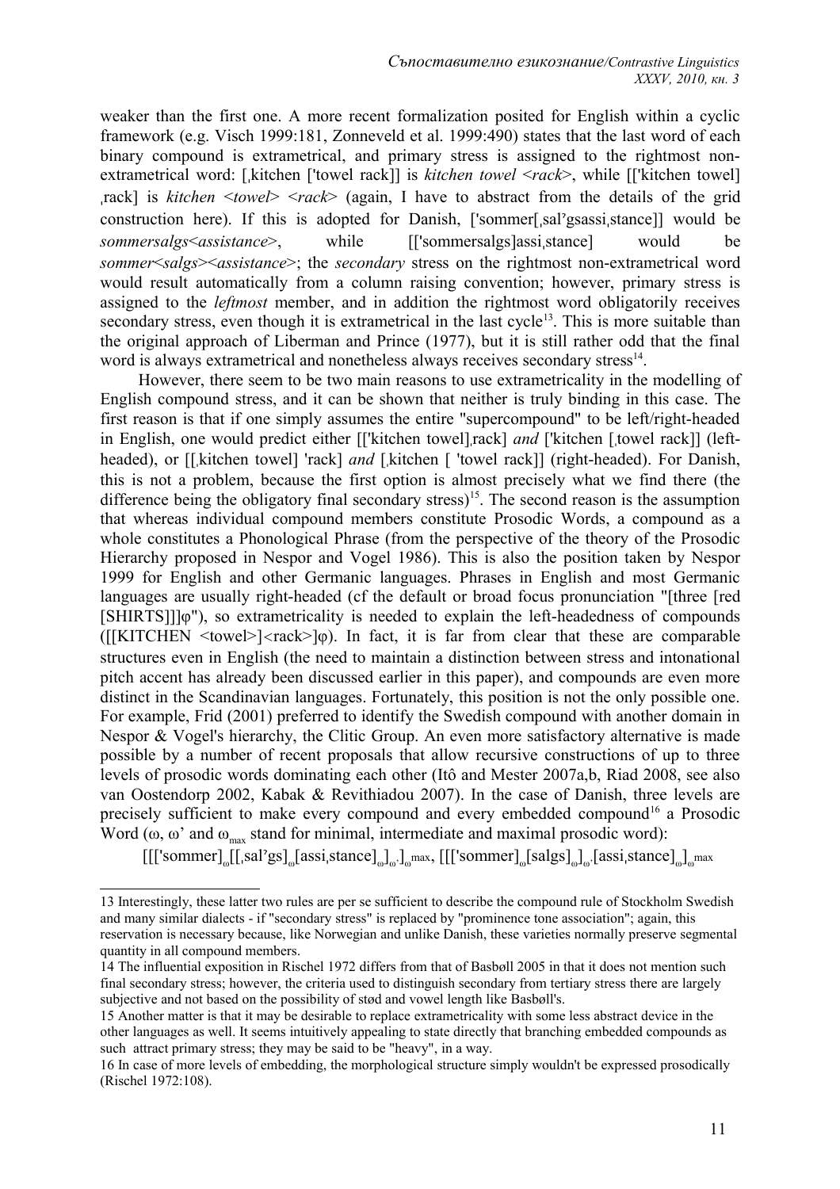weaker than the first one. A more recent formalization posited for English within a cyclic framework (e.g. Visch 1999:181, Zonneveld et al. 1999:490) states that the last word of each binary compound is extrametrical, and primary stress is assigned to the rightmost non-extrametrical word: [ˌkitchen ['towel rack]] is *kitchen towel <rack>*, while [['kitchen towel] ˌrack] is *kitchen <towel> <rack>* (again, I have to abstract from the details of the grid construction here). If this is adopted for Danish, ['sommer[ˌsalʔgsassiˌstance]] would be *sommersalgs<assistance>*, while [['sommersalgs]assiˌstance] would be *sommer<salgs><assistance>*; the *secondary* stress on the rightmost non-extrametrical word would result automatically from a column raising convention; however, primary stress is assigned to the *leftmost* member, and in addition the rightmost word obligatorily receives secondary stress, even though it is extrametrical in the last cycle[13]. This is more suitable than the original approach of Liberman and Prince (1977), but it is still rather odd that the final word is always extrametrical and nonetheless always receives secondary stress[14].

However, there seem to be two main reasons to use extrametricality in the modelling of English compound stress, and it can be shown that neither is truly binding in this case. The first reason is that if one simply assumes the entire "supercompound" to be left/right-headed in English, one would predict either [['kitchen towel]ˌrack] *and* ['kitchen [ˌtowel rack]] (left-headed), or [[ˌkitchen towel] 'rack] *and* [ˌkitchen [ 'towel rack]] (right-headed). For Danish, this is not a problem, because the first option is almost precisely what we find there (the difference being the obligatory final secondary stress)[15]. The second reason is the assumption that whereas individual compound members constitute Prosodic Words, a compound as a whole constitutes a Phonological Phrase (from the perspective of the theory of the Prosodic Hierarchy proposed in Nespor and Vogel 1986). This is also the position taken by Nespor 1999 for English and other Germanic languages. Phrases in English and most Germanic languages are usually right-headed (cf the default or broad focus pronunciation "[three [red [SHIRTS]]]φ"), so extrametricality is needed to explain the left-headedness of compounds ([[KITCHEN <towel>]<rack>]φ). In fact, it is far from clear that these are comparable structures even in English (the need to maintain a distinction between stress and intonational pitch accent has already been discussed earlier in this paper), and compounds are even more distinct in the Scandinavian languages. Fortunately, this position is not the only possible one. For example, Frid (2001) preferred to identify the Swedish compound with another domain in Nespor & Vogel's hierarchy, the Clitic Group. An even more satisfactory alternative is made possible by a number of recent proposals that allow recursive constructions of up to three levels of prosodic words dominating each other (Itô and Mester 2007a,b, Riad 2008, see also van Oostendorp 2002, Kabak & Revithiadou 2007). In the case of Danish, three levels are precisely sufficient to make every compound and every embedded compound[16] a Prosodic Word ($\omega$, $\omega'$ and $\omega_{max}$ stand for minimal, intermediate and maximal prosodic word):

$[[['\text{sommer}]_{\omega}[[{}_{ˌ}\text{salʔgs}]_{\omega}[\text{assi}{}_{ˌ}\text{stance}]_{\omega}]_{\omega'}]_{\omega max}$, $[[['\text{sommer}]_{\omega}[\text{salgs}]_{\omega}]_{\omega'}[\text{assi}{}_{ˌ}\text{stance}]_{\omega}]_{\omega max}$

---

13 Interestingly, these latter two rules are per se sufficient to describe the compound rule of Stockholm Swedish and many similar dialects - if "secondary stress" is replaced by "prominence tone association"; again, this reservation is necessary because, like Norwegian and unlike Danish, these varieties normally preserve segmental quantity in all compound members.

14 The influential exposition in Rischel 1972 differs from that of Basbøll 2005 in that it does not mention such final secondary stress; however, the criteria used to distinguish secondary from tertiary stress there are largely subjective and not based on the possibility of stød and vowel length like Basbøll's.

15 Another matter is that it may be desirable to replace extrametricality with some less abstract device in the other languages as well. It seems intuitively appealing to state directly that branching embedded compounds as such attract primary stress; they may be said to be "heavy", in a way.

16 In case of more levels of embedding, the morphological structure simply wouldn't be expressed prosodically (Rischel 1972:108).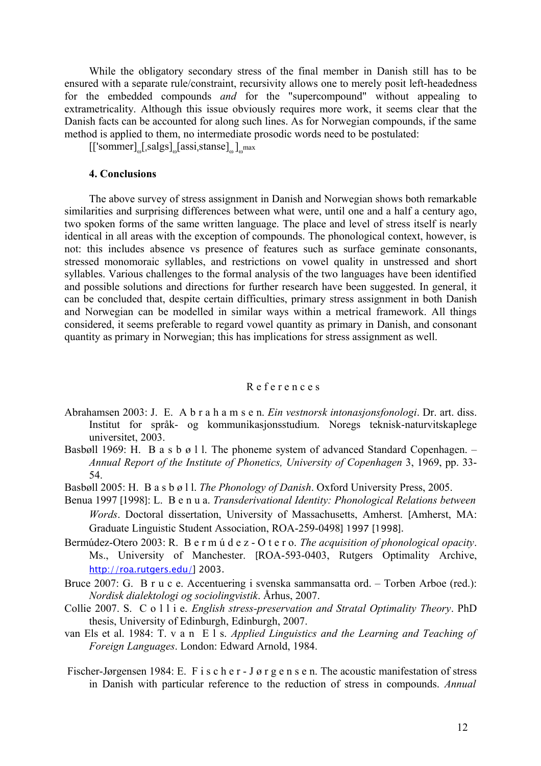While the obligatory secondary stress of the final member in Danish still has to be ensured with a separate rule/constraint, recursivity allows one to merely posit left-headedness for the embedded compounds *and* for the "supercompound" without appealing to extrametricality. Although this issue obviously requires more work, it seems clear that the Danish facts can be accounted for along such lines. As for Norwegian compounds, if the same method is applied to them, no intermediate prosodic words need to be postulated:

[['sommer]$_{\omega}$[ˌsalgs]$_{\omega}$[assiˌstanse]$_{\omega}$ ]$_{\omega^{max}}$

**4. Conclusions**

The above survey of stress assignment in Danish and Norwegian shows both remarkable similarities and surprising differences between what were, until one and a half a century ago, two spoken forms of the same written language. The place and level of stress itself is nearly identical in all areas with the exception of compounds. The phonological context, however, is not: this includes absence vs presence of features such as surface geminate consonants, stressed monomoraic syllables, and restrictions on vowel quality in unstressed and short syllables. Various challenges to the formal analysis of the two languages have been identified and possible solutions and directions for further research have been suggested. In general, it can be concluded that, despite certain difficulties, primary stress assignment in both Danish and Norwegian can be modelled in similar ways within a metrical framework. All things considered, it seems preferable to regard vowel quantity as primary in Danish, and consonant quantity as primary in Norwegian; this has implications for stress assignment as well.

## References

Abrahamsen 2003: J. E. Abrahamsen. *Ein vestnorsk intonasjonsfonologi*. Dr. art. diss. Institut for språk- og kommunikasjonsstudium. Noregs teknisk-naturvitskaplege universitet, 2003.

Basbøll 1969: H. Basbøll. The phoneme system of advanced Standard Copenhagen. – *Annual Report of the Institute of Phonetics, University of Copenhagen* 3, 1969, pp. 33-54.

Basbøll 2005: H. Basbøll. *The Phonology of Danish*. Oxford University Press, 2005.

Benua 1997 [1998]: L. Benua. *Transderivational Identity: Phonological Relations between Words*. Doctoral dissertation, University of Massachusetts, Amherst. [Amherst, MA: Graduate Linguistic Student Association, ROA-259-0498] 1997 [1998].

Bermúdez-Otero 2003: R. Bermúdez-Otero. *The acquisition of phonological opacity*. Ms., University of Manchester. [ROA-593-0403, Rutgers Optimality Archive, http://roa.rutgers.edu/] 2003.

Bruce 2007: G. Bruce. Accentuering i svenska sammansatta ord. – Torben Arboe (red.): *Nordisk dialektologi og sociolingvistik*. Århus, 2007.

Collie 2007. S. Collie. *English stress-preservation and Stratal Optimality Theory*. PhD thesis, University of Edinburgh, Edinburgh, 2007.

van Els et al. 1984: T. van Els. *Applied Linguistics and the Learning and Teaching of Foreign Languages*. London: Edward Arnold, 1984.

Fischer-Jørgensen 1984: E. Fischer-Jørgensen. The acoustic manifestation of stress in Danish with particular reference to the reduction of stress in compounds. *Annual*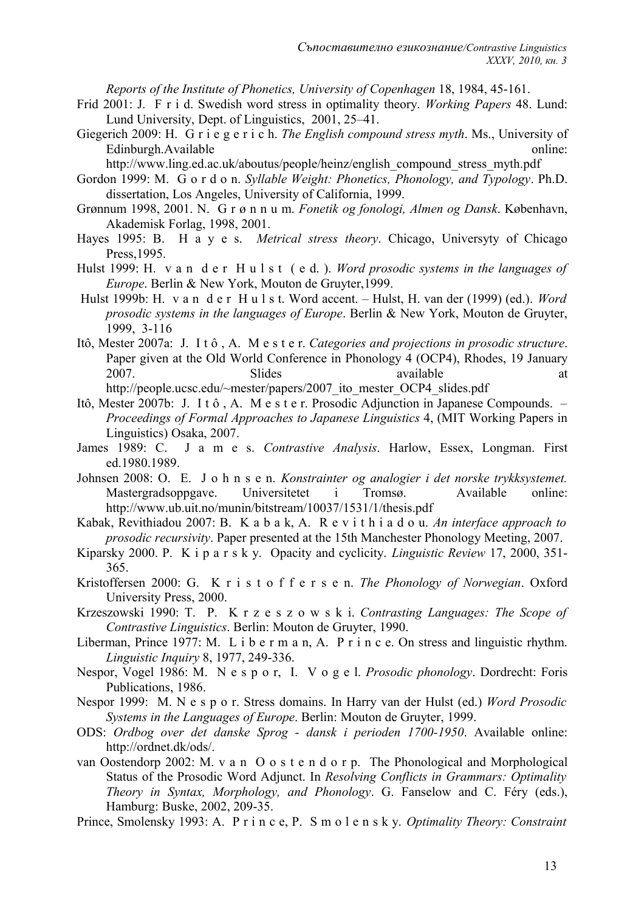*Reports of the Institute of Phonetics, University of Copenhagen* 18, 1984, 45-161.

Frid 2001: J. F r i d. Swedish word stress in optimality theory. *Working Papers* 48. Lund: Lund University, Dept. of Linguistics, 2001, 25–41.

Giegerich 2009: H. G r i e g e r i c h. *The English compound stress myth*. Ms., University of Edinburgh.Available online: http://www.ling.ed.ac.uk/aboutus/people/heinz/english_compound_stress_myth.pdf

Gordon 1999: M. G o r d o n. *Syllable Weight: Phonetics, Phonology, and Typology*. Ph.D. dissertation, Los Angeles, University of California, 1999.

Grønnum 1998, 2001. N. G r ø n n u m. *Fonetik og fonologi, Almen og Dansk*. København, Akademisk Forlag, 1998, 2001.

Hayes 1995: B. H a y e s. *Metrical stress theory*. Chicago, Universyty of Chicago Press,1995.

Hulst 1999: H. v a n d e r H u l s t ( e d. ). *Word prosodic systems in the languages of Europe*. Berlin & New York, Mouton de Gruyter,1999.

Hulst 1999b: H. v a n d e r H u l s t. Word accent. – Hulst, H. van der (1999) (ed.). *Word prosodic systems in the languages of Europe*. Berlin & New York, Mouton de Gruyter, 1999, 3-116

Itô, Mester 2007a: J. I t ô , A. M e s t e r. *Categories and projections in prosodic structure*. Paper given at the Old World Conference in Phonology 4 (OCP4), Rhodes, 19 January 2007. Slides available at http://people.ucsc.edu/~mester/papers/2007_ito_mester_OCP4_slides.pdf

Itô, Mester 2007b: J. I t ô , A. M e s t e r. Prosodic Adjunction in Japanese Compounds. – *Proceedings of Formal Approaches to Japanese Linguistics* 4, (MIT Working Papers in Linguistics) Osaka, 2007.

James 1989: C. J a m e s. *Contrastive Analysis*. Harlow, Essex, Longman. First ed.1980.1989.

Johnsen 2008: O. E. J o h n s e n. *Konstrainter og analogier i det norske trykksystemet.* Mastergradsoppgave. Universitetet i Tromsø. Available online: http://www.ub.uit.no/munin/bitstream/10037/1531/1/thesis.pdf

Kabak, Revithiadou 2007: B. K a b a k, A. R e v i t h i a d o u. *An interface approach to prosodic recursivity*. Paper presented at the 15th Manchester Phonology Meeting, 2007.

Kiparsky 2000. P. K i p a r s k y. Opacity and cyclicity. *Linguistic Review* 17, 2000, 351-365.

Kristoffersen 2000: G. K r i s t o f f e r s e n. *The Phonology of Norwegian*. Oxford University Press, 2000.

Krzeszowski 1990: T. P. K r z e s z o w s k i. *Contrasting Languages: The Scope of Contrastive Linguistics*. Berlin: Mouton de Gruyter, 1990.

Liberman, Prince 1977: M. L i b e r m a n, A. P r i n c e. On stress and linguistic rhythm. *Linguistic Inquiry* 8, 1977, 249-336.

Nespor, Vogel 1986: M. N e s p o r, I. V o g e l. *Prosodic phonology*. Dordrecht: Foris Publications, 1986.

Nespor 1999: M. N e s p o r. Stress domains. In Harry van der Hulst (ed.) *Word Prosodic Systems in the Languages of Europe*. Berlin: Mouton de Gruyter, 1999.

ODS: *Ordbog over det danske Sprog - dansk i perioden 1700-1950*. Available online: http://ordnet.dk/ods/.

van Oostendorp 2002: M. v a n O o s t e n d o r p. The Phonological and Morphological Status of the Prosodic Word Adjunct. In *Resolving Conflicts in Grammars: Optimality Theory in Syntax, Morphology, and Phonology*. G. Fanselow and C. Féry (eds.), Hamburg: Buske, 2002, 209-35.

Prince, Smolensky 1993: A. P r i n c e, P. S m o l e n s k y. *Optimality Theory: Constraint*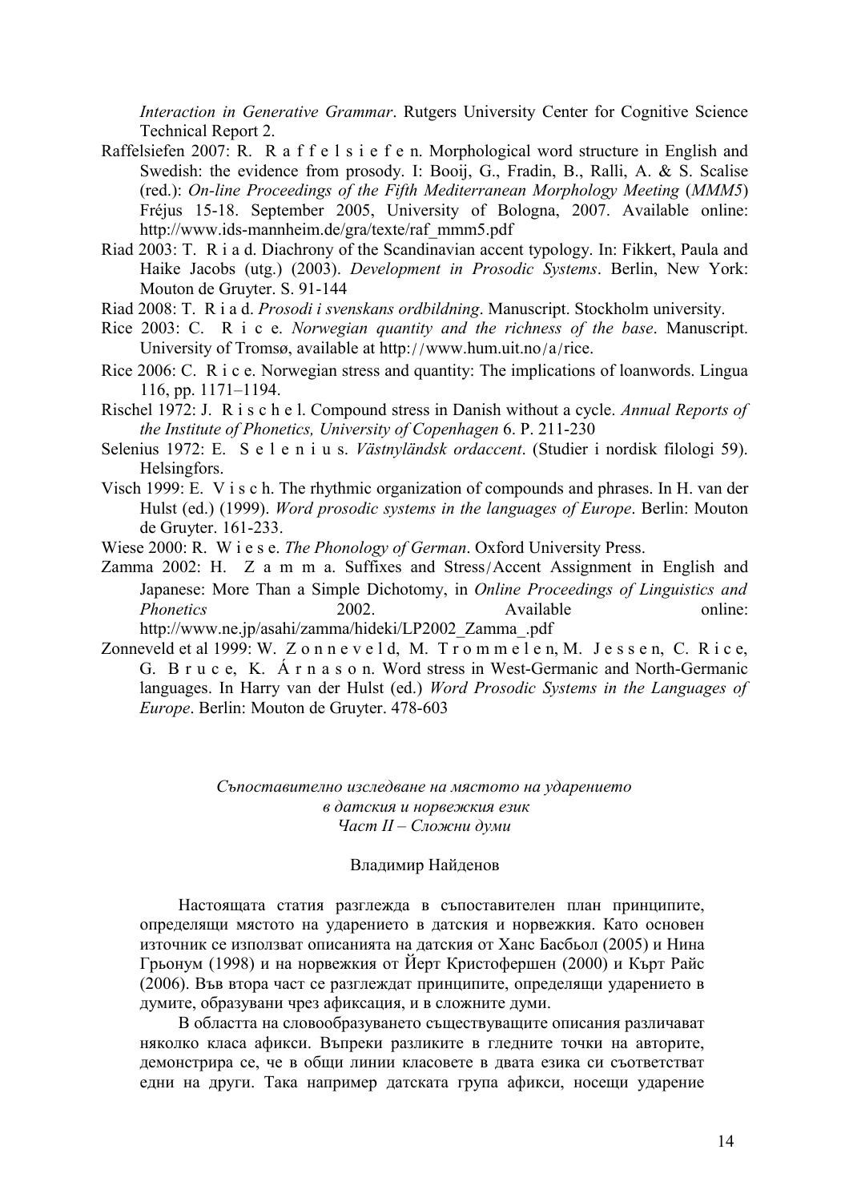*Interaction in Generative Grammar*. Rutgers University Center for Cognitive Science Technical Report 2.

Raffelsiefen 2007: R. R a f f e l s i e f e n. Morphological word structure in English and Swedish: the evidence from prosody. I: Booij, G., Fradin, B., Ralli, A. & S. Scalise (red.): *On-line Proceedings of the Fifth Mediterranean Morphology Meeting* (*MMM5*) Fréjus 15-18. September 2005, University of Bologna, 2007. Available online: http://www.ids-mannheim.de/gra/texte/raf_mmm5.pdf

Riad 2003: T. R i a d. Diachrony of the Scandinavian accent typology. In: Fikkert, Paula and Haike Jacobs (utg.) (2003). *Development in Prosodic Systems*. Berlin, New York: Mouton de Gruyter. S. 91-144

Riad 2008: T. R i a d. *Prosodi i svenskans ordbildning*. Manuscript. Stockholm university.

Rice 2003: C. R i c e. *Norwegian quantity and the richness of the base*. Manuscript. University of Tromsø, available at http://www.hum.uit.no/a/rice.

Rice 2006: C. R i c e. Norwegian stress and quantity: The implications of loanwords. Lingua 116, pp. 1171–1194.

Rischel 1972: J. R i s c h e l. Compound stress in Danish without a cycle. *Annual Reports of the Institute of Phonetics, University of Copenhagen* 6. P. 211-230

Selenius 1972: E. S e l e n i u s. *Västnyländsk ordaccent*. (Studier i nordisk filologi 59). Helsingfors.

Visch 1999: E. V i s c h. The rhythmic organization of compounds and phrases. In H. van der Hulst (ed.) (1999). *Word prosodic systems in the languages of Europe*. Berlin: Mouton de Gruyter. 161-233.

Wiese 2000: R. W i e s e. *The Phonology of German*. Oxford University Press.

Zamma 2002: H. Z a m m a. Suffixes and Stress/Accent Assignment in English and Japanese: More Than a Simple Dichotomy, in *Online Proceedings of Linguistics and Phonetics* 2002. Available online: http://www.ne.jp/asahi/zamma/hideki/LP2002_Zamma_.pdf

Zonneveld et al 1999: W. Z o n n e v e l d, M. T r o m m e l e n, M. J e s s e n, C. R i c e, G. B r u c e, K. Á r n a s o n. Word stress in West-Germanic and North-Germanic languages. In Harry van der Hulst (ed.) *Word Prosodic Systems in the Languages of Europe*. Berlin: Mouton de Gruyter. 478-603

*Съпоставително изследване на мястото на ударението*
*в датския и норвежкия език*
*Част II – Сложни думи*

Владимир Найденов

Настоящата статия разглежда в съпоставителен план принципите, определящи мястото на ударението в датския и норвежкия. Като основен източник се използват описанията на датския от Ханс Басбьол (2005) и Нина Грьонум (1998) и на норвежкия от Йерт Кристофершен (2000) и Кърт Райс (2006). Във втора част се разглеждат принципите, определящи ударението в думите, образувани чрез афиксация, и в сложните думи.

В областта на словообразуването съществуващите описания различават няколко класа афикси. Въпреки разликите в гледните точки на авторите, демонстрира се, че в общи линии класовете в двата езика си съответстват едни на други. Така например датската група афикси, носещи ударение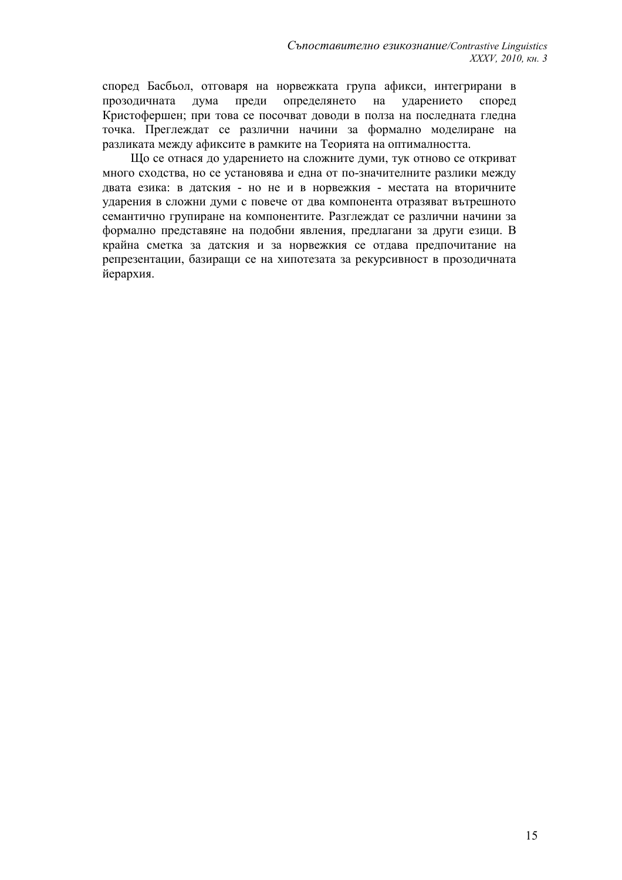според Басбьол, отговаря на норвежката група афикси, интегрирани в прозодичната дума преди определянето на ударението според Кристофершен; при това се посочват доводи в полза на последната гледна точка. Преглеждат се различни начини за формално моделиране на разликата между афиксите в рамките на Теорията на оптималността.

Що се отнася до ударението на сложните думи, тук отново се откриват много сходства, но се установява и една от по-значителните разлики между двата езика: в датския - но не и в норвежкия - местата на вторичните ударения в сложни думи с повече от два компонента отразяват вътрешното семантично групиране на компонентите. Разглеждат се различни начини за формално представяне на подобни явления, предлагани за други езици. В крайна сметка за датския и за норвежкия се отдава предпочитание на репрезентации, базиращи се на хипотезата за рекурсивност в прозодичната йерархия.